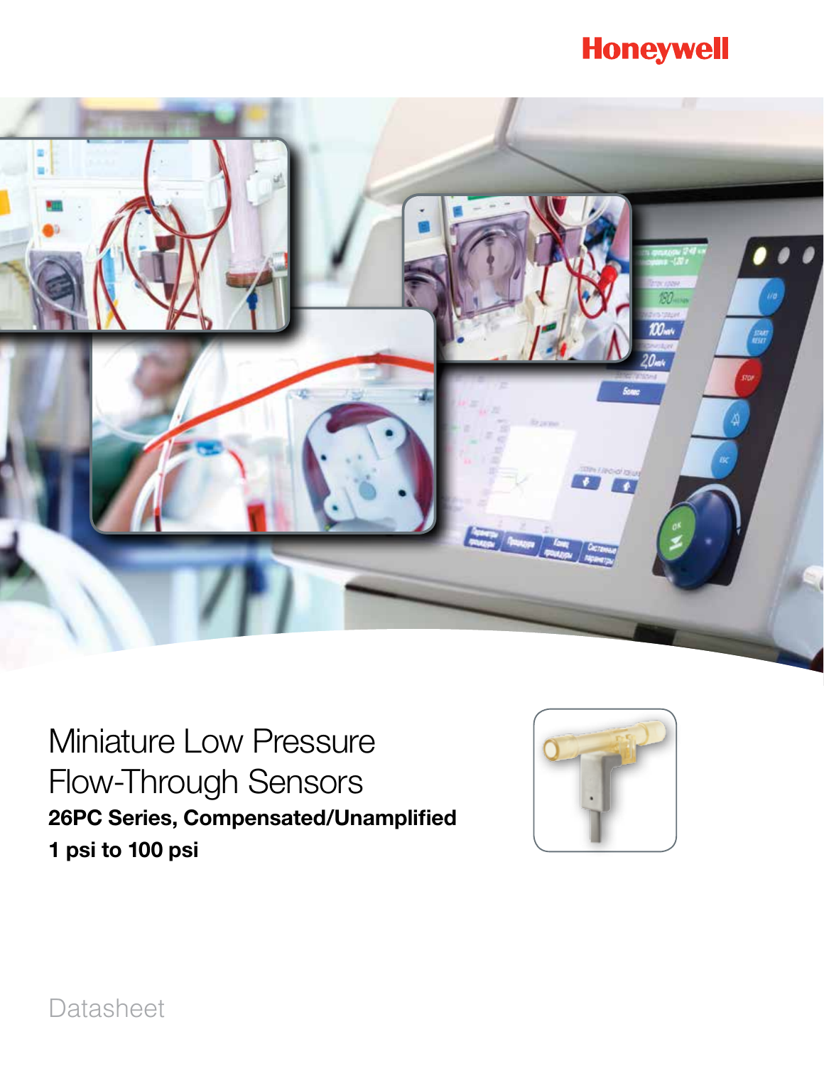Honeywell

# Miniature Low Pressure Flow-Through Sensors

**26PC Series, Compensated/Unamplified**

**1 psi to 100 psi**

Datasheet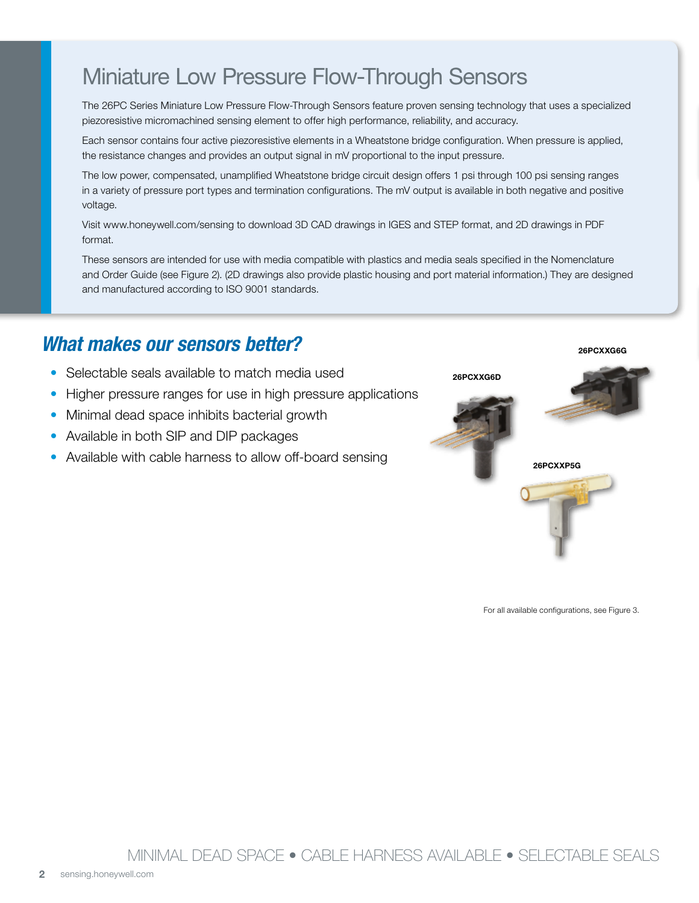# Miniature Low Pressure Flow-Through Sensors

The 26PC Series Miniature Low Pressure Flow-Through Sensors feature proven sensing technology that uses a specialized piezoresistive micromachined sensing element to offer high performance, reliability, and accuracy.

Each sensor contains four active piezoresistive elements in a Wheatstone bridge configuration. When pressure is applied, the resistance changes and provides an output signal in mV proportional to the input pressure.

The low power, compensated, unamplified Wheatstone bridge circuit design offers 1 psi through 100 psi sensing ranges in a variety of pressure port types and termination configurations. The mV output is available in both negative and positive voltage.

Visit www.honeywell.com/sensing to download 3D CAD drawings in IGES and STEP format, and 2D drawings in PDF format.

These sensors are intended for use with media compatible with plastics and media seals specified in the Nomenclature and Order Guide (see Figure 2). (2D drawings also provide plastic housing and port material information.) They are designed and manufactured according to ISO 9001 standards.

## *What makes our sensors better?*

- Selectable seals available to match media used
- Higher pressure ranges for use in high pressure applications
- Minimal dead space inhibits bacterial growth
- Available in both SIP and DIP packages
- Available with cable harness to allow off-board sensing

**26PCXXG6D**

**26PCXXG6G**

**26PCXXP5G**

For all available configurations, see Figure 3.

MINIMAL DEAD SPACE • CABLE HARNESS AVAILABLE • SELECTABLE SEALS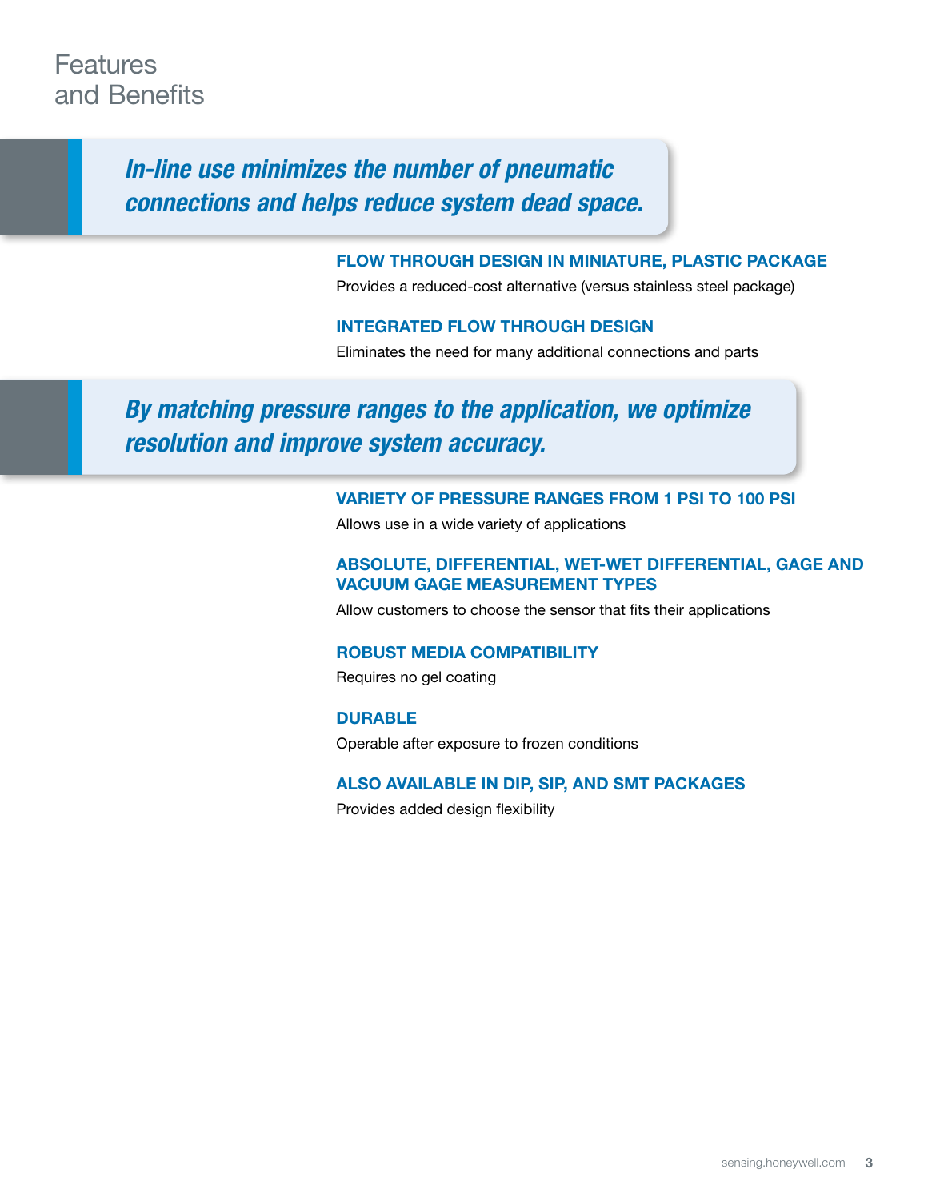# Features and Benefits

***In-line use minimizes the number of pneumatic connections and helps reduce system dead space.***

### FLOW THROUGH DESIGN IN MINIATURE, PLASTIC PACKAGE

Provides a reduced-cost alternative (versus stainless steel package)

### INTEGRATED FLOW THROUGH DESIGN

Eliminates the need for many additional connections and parts

***By matching pressure ranges to the application, we optimize resolution and improve system accuracy.***

### VARIETY OF PRESSURE RANGES FROM 1 PSI TO 100 PSI

Allows use in a wide variety of applications

### ABSOLUTE, DIFFERENTIAL, WET-WET DIFFERENTIAL, GAGE AND VACUUM GAGE MEASUREMENT TYPES

Allow customers to choose the sensor that fits their applications

### ROBUST MEDIA COMPATIBILITY

Requires no gel coating

### DURABLE

Operable after exposure to frozen conditions

### ALSO AVAILABLE IN DIP, SIP, AND SMT PACKAGES

Provides added design flexibility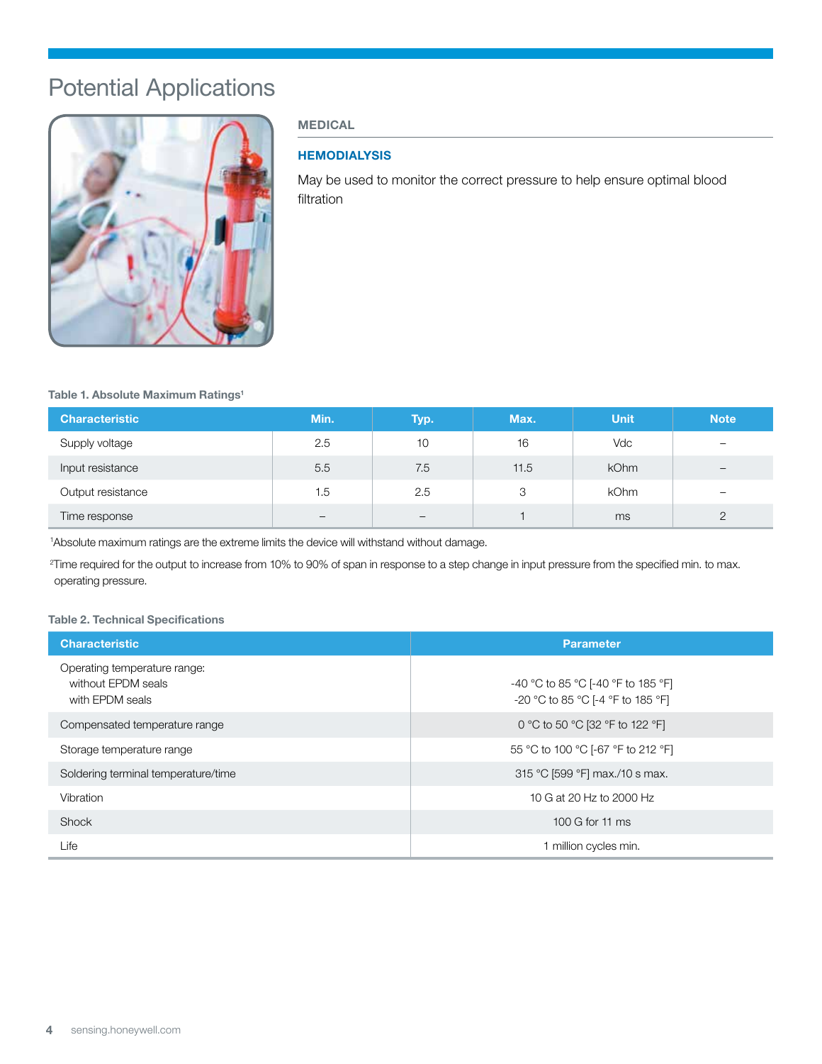# Potential Applications

## MEDICAL

### HEMODIALYSIS

May be used to monitor the correct pressure to help ensure optimal blood filtration

**Table 1. Absolute Maximum Ratings**[1]

| Characteristic | Min. | Typ. | Max. | Unit | Note |
|---|---|---|---|---|---|
| Supply voltage | 2.5 | 10 | 16 | Vdc | – |
| Input resistance | 5.5 | 7.5 | 11.5 | kOhm | – |
| Output resistance | 1.5 | 2.5 | 3 | kOhm | – |
| Time response | – | – | 1 | ms | 2 |

[1]Absolute maximum ratings are the extreme limits the device will withstand without damage.

[2]Time required for the output to increase from 10% to 90% of span in response to a step change in input pressure from the specified min. to max. operating pressure.

**Table 2. Technical Specifications**

| Characteristic | Parameter |
|---|---|
| Operating temperature range:<br>without EPDM seals<br>with EPDM seals | <br>-40 °C to 85 °C [-40 °F to 185 °F]<br>-20 °C to 85 °C [-4 °F to 185 °F] |
| Compensated temperature range | 0 °C to 50 °C [32 °F to 122 °F] |
| Storage temperature range | 55 °C to 100 °C [-67 °F to 212 °F] |
| Soldering terminal temperature/time | 315 °C [599 °F] max./10 s max. |
| Vibration | 10 G at 20 Hz to 2000 Hz |
| Shock | 100 G for 11 ms |
| Life | 1 million cycles min. |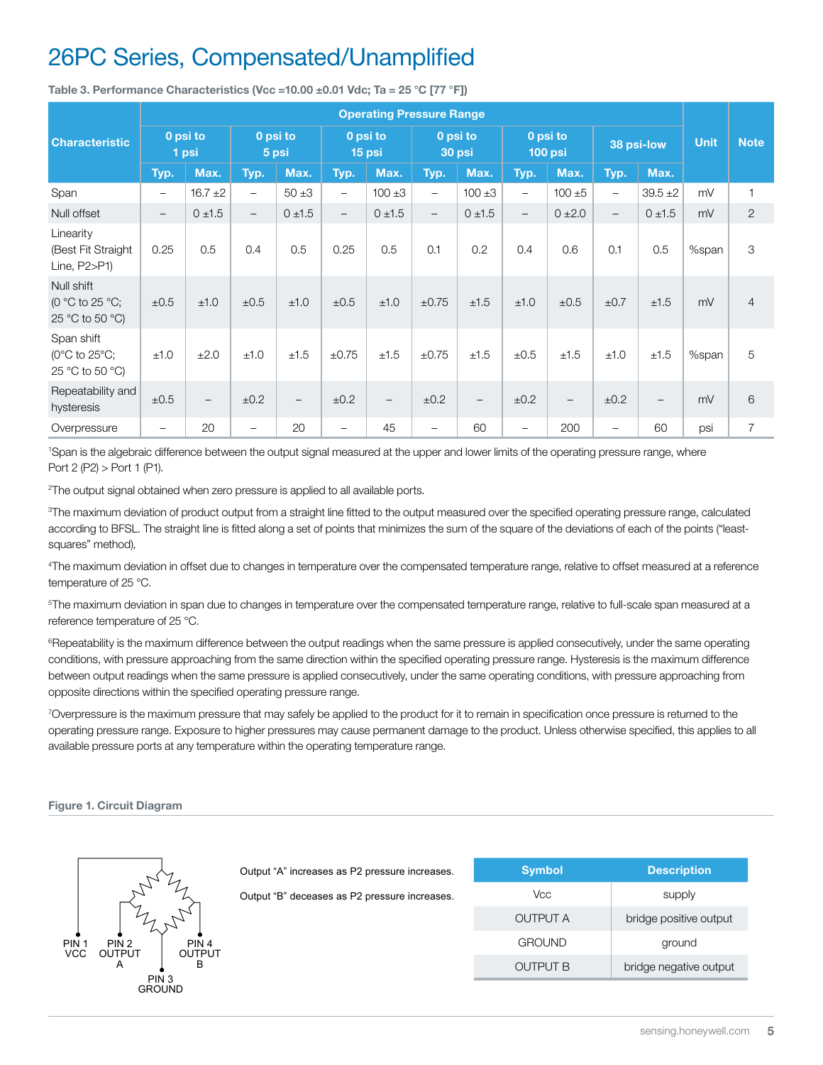# 26PC Series, Compensated/Unamplified

**Table 3. Performance Characteristics (Vcc =10.00 ±0.01 Vdc; Ta = 25 °C [77 °F])**

| Characteristic | Operating Pressure Range | | | | | | | | | | | | Unit | Note |
|---|---|---|---|---|---|---|---|---|---|---|---|---|---|---|
| | 0 psi to 1 psi | | 0 psi to 5 psi | | 0 psi to 15 psi | | 0 psi to 30 psi | | 0 psi to 100 psi | | 38 psi-low | | | |
| | Typ. | Max. | Typ. | Max. | Typ. | Max. | Typ. | Max. | Typ. | Max. | Typ. | Max. | | |
| Span | – | 16.7 ±2 | – | 50 ±3 | – | 100 ±3 | – | 100 ±3 | – | 100 ±5 | – | 39.5 ±2 | mV | 1 |
| Null offset | – | 0 ±1.5 | – | 0 ±1.5 | – | 0 ±1.5 | – | 0 ±1.5 | – | 0 ±2.0 | – | 0 ±1.5 | mV | 2 |
| Linearity (Best Fit Straight Line, P2>P1) | 0.25 | 0.5 | 0.4 | 0.5 | 0.25 | 0.5 | 0.1 | 0.2 | 0.4 | 0.6 | 0.1 | 0.5 | %span | 3 |
| Null shift (0 °C to 25 °C; 25 °C to 50 °C) | ±0.5 | ±1.0 | ±0.5 | ±1.0 | ±0.5 | ±1.0 | ±0.75 | ±1.5 | ±1.0 | ±0.5 | ±0.7 | ±1.5 | mV | 4 |
| Span shift (0°C to 25°C; 25 °C to 50 °C) | ±1.0 | ±2.0 | ±1.0 | ±1.5 | ±0.75 | ±1.5 | ±0.75 | ±1.5 | ±0.5 | ±1.5 | ±1.0 | ±1.5 | %span | 5 |
| Repeatability and hysteresis | ±0.5 | – | ±0.2 | – | ±0.2 | – | ±0.2 | – | ±0.2 | – | ±0.2 | – | mV | 6 |
| Overpressure | – | 20 | – | 20 | – | 45 | – | 60 | – | 200 | – | 60 | psi | 7 |

[1]Span is the algebraic difference between the output signal measured at the upper and lower limits of the operating pressure range, where Port 2 (P2) > Port 1 (P1).

[2]The output signal obtained when zero pressure is applied to all available ports.

[3]The maximum deviation of product output from a straight line fitted to the output measured over the specified operating pressure range, calculated according to BFSL. The straight line is fitted along a set of points that minimizes the sum of the square of the deviations of each of the points ("least-squares" method),

[4]The maximum deviation in offset due to changes in temperature over the compensated temperature range, relative to offset measured at a reference temperature of 25 °C.

[5]The maximum deviation in span due to changes in temperature over the compensated temperature range, relative to full-scale span measured at a reference temperature of 25 °C.

[6]Repeatability is the maximum difference between the output readings when the same pressure is applied consecutively, under the same operating conditions, with pressure approaching from the same direction within the specified operating pressure range. Hysteresis is the maximum difference between output readings when the same pressure is applied consecutively, under the same operating conditions, with pressure approaching from opposite directions within the specified operating pressure range.

[7]Overpressure is the maximum pressure that may safely be applied to the product for it to remain in specification once pressure is returned to the operating pressure range. Exposure to higher pressures may cause permanent damage to the product. Unless otherwise specified, this applies to all available pressure ports at any temperature within the operating temperature range.

**Figure 1. Circuit Diagram**

PIN 1 VCC, PIN 2 OUTPUT A, PIN 3 GROUND, PIN 4 OUTPUT B

Output "A" increases as P2 pressure increases.

Output "B" deceases as P2 pressure increases.

| Symbol | Description |
|---|---|
| Vcc | supply |
| OUTPUT A | bridge positive output |
| GROUND | ground |
| OUTPUT B | bridge negative output |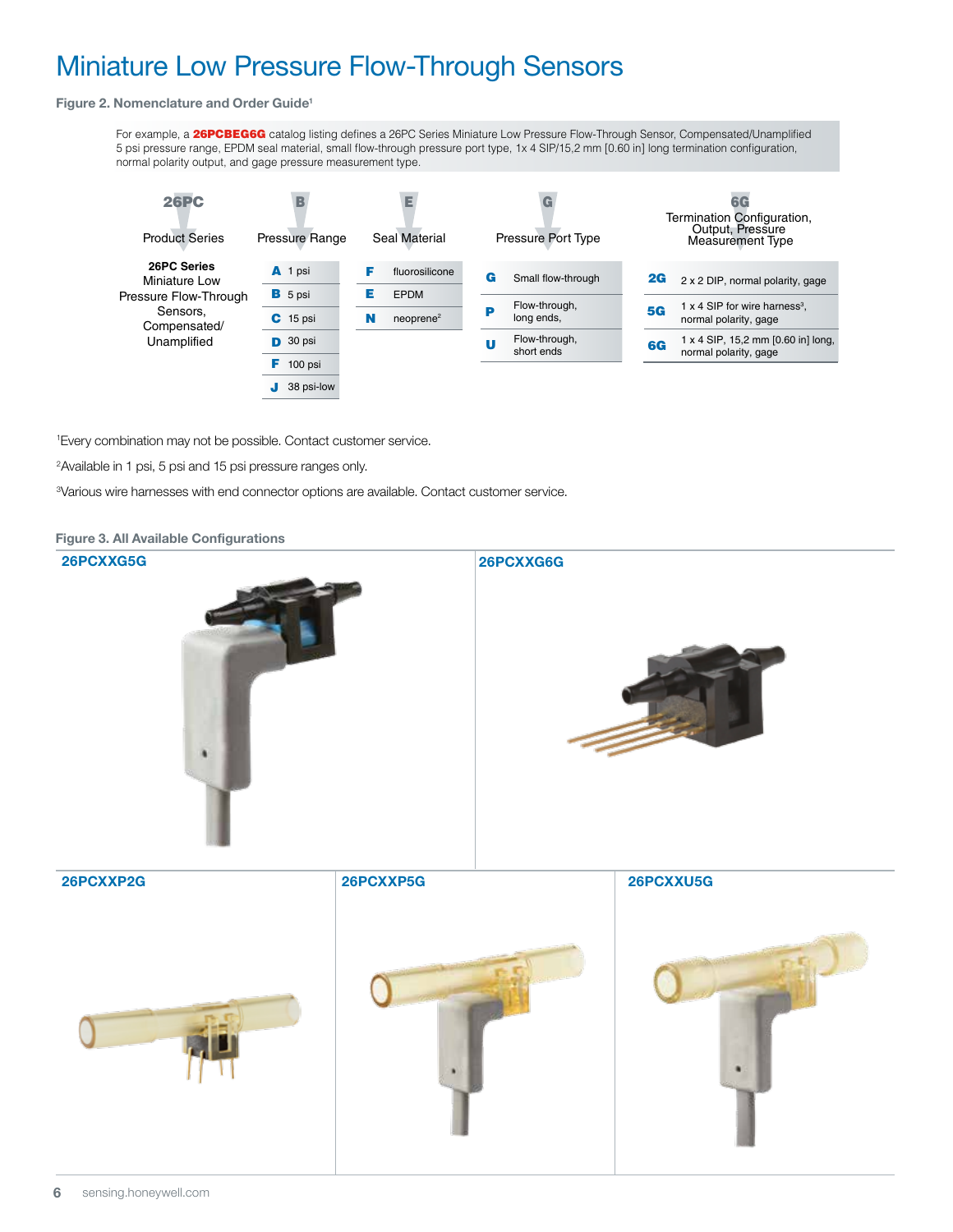# Miniature Low Pressure Flow-Through Sensors

**Figure 2. Nomenclature and Order Guide**[1]

For example, a **26PCBEG6G** catalog listing defines a 26PC Series Miniature Low Pressure Flow-Through Sensor, Compensated/Unamplified 5 psi pressure range, EPDM seal material, small flow-through pressure port type, 1x 4 SIP/15,2 mm [0.60 in] long termination configuration, normal polarity output, and gage pressure measurement type.

| 26PC | B | E | G | 6G |
|---|---|---|---|---|
| Product Series | Pressure Range | Seal Material | Pressure Port Type | Termination Configuration, Output, Pressure Measurement Type |
| **26PC Series** Miniature Low Pressure Flow-Through Sensors, Compensated/ Unamplified | **A** 1 psi | **F** fluorosilicone | **G** Small flow-through | **2G** 2 x 2 DIP, normal polarity, gage |
| | **B** 5 psi | **E** EPDM | **P** Flow-through, long ends, | **5G** 1 x 4 SIP for wire harness[3], normal polarity, gage |
| | **C** 15 psi | **N** neoprene[2] | **U** Flow-through, short ends | **6G** 1 x 4 SIP, 15,2 mm [0.60 in] long, normal polarity, gage |
| | **D** 30 psi | | | |
| | **F** 100 psi | | | |
| | **J** 38 psi-low | | | |

[1]Every combination may not be possible. Contact customer service.

[2]Available in 1 psi, 5 psi and 15 psi pressure ranges only.

[3]Various wire harnesses with end connector options are available. Contact customer service.

**Figure 3. All Available Configurations**

**26PCXXG5G**

**26PCXXG6G**

**26PCXXP2G**

**26PCXXP5G**

**26PCXXU5G**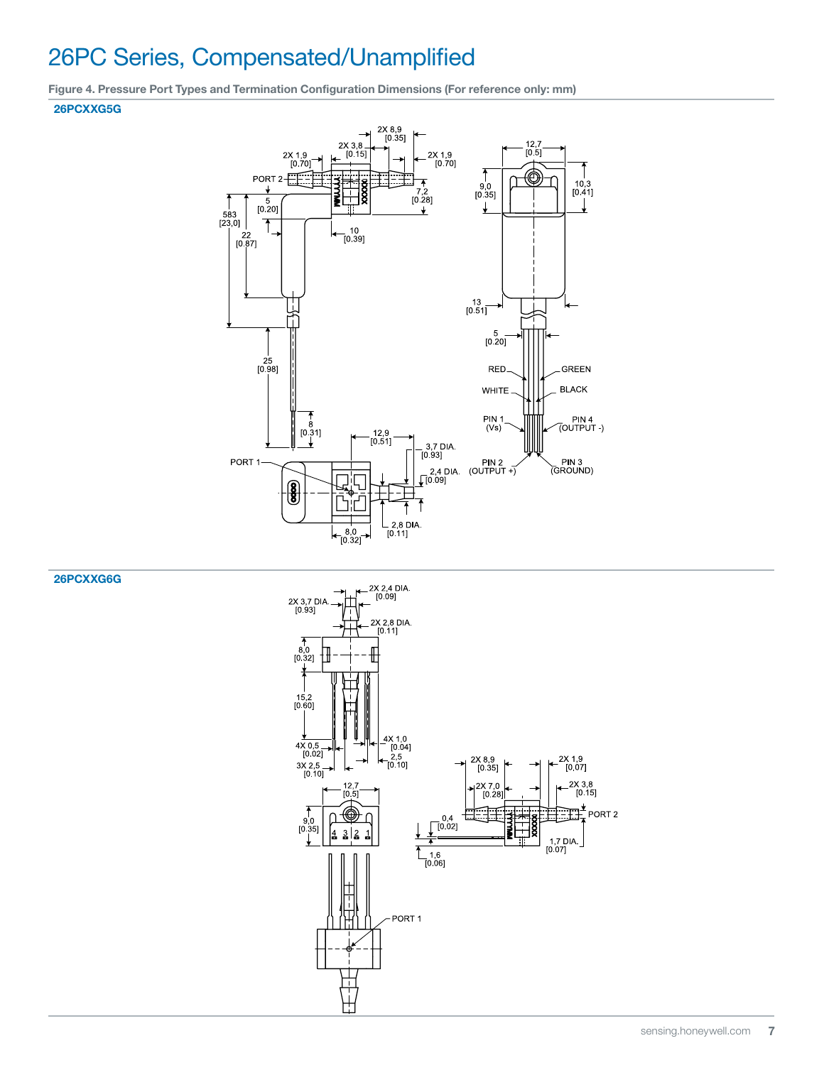# 26PC Series, Compensated/Unamplified

**Figure 4. Pressure Port Types and Termination Configuration Dimensions (For reference only: mm)**

**26PCXXG5G**

**26PCXXG6G**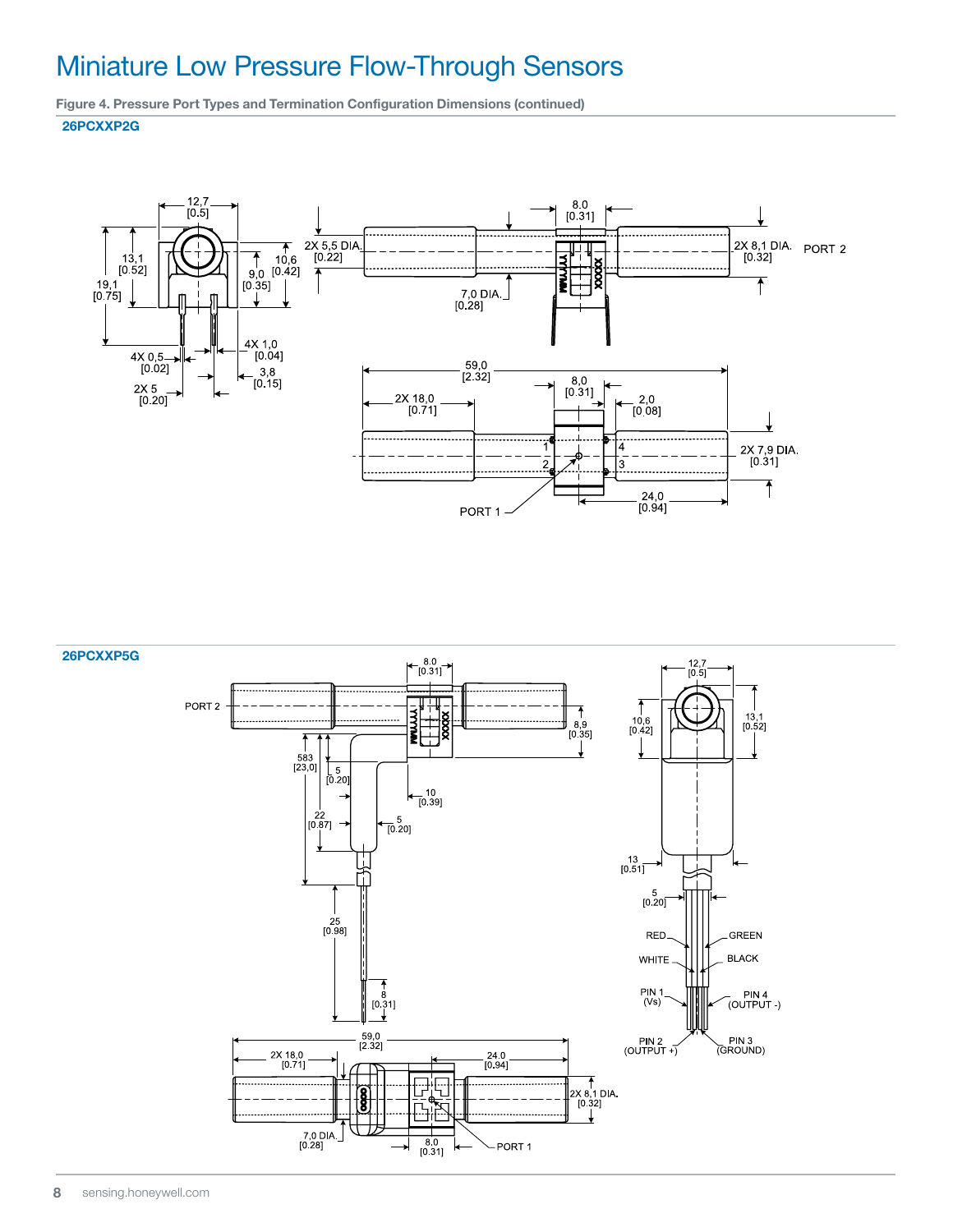# Miniature Low Pressure Flow-Through Sensors

**Figure 4. Pressure Port Types and Termination Configuration Dimensions (continued)**

**26PCXXP2G**

12,7 [0.5]
13,1 [0.52]
19,1 [0.75]
10,6 [0.42]
9,0 [0.35]
4X 0,5 [0.02]
4X 1,0 [0.04]
3,8 [0.15]
2X 5 [0.20]
2X 5,5 DIA. [0.22]
8.0 [0.31]
2X 8,1 DIA. [0.32]
PORT 2
7,0 DIA. [0.28]
59,0 [2.32]
8,0 [0.31]
2X 18,0 [0.71]
2,0 [0.08]
2X 7,9 DIA. [0.31]
24,0 [0.94]
PORT 1

**26PCXXP5G**

8.0 [0.31]
PORT 2
8,9 [0.35]
583 [23,0]
5 [0.20]
10 [0.39]
22 [0.87]
5 [0.20]
25 [0.98]
8 [0.31]
12,7 [0.5]
10,6 [0.42]
13,1 [0.52]
13 [0.51]
5 [0.20]
RED
GREEN
WHITE
BLACK
PIN 1 (Vs)
PIN 4 (OUTPUT -)
PIN 2 (OUTPUT +)
PIN 3 (GROUND)
59,0 [2.32]
2X 18,0 [0.71]
24.0 [0.94]
2X 8,1 DIA. [0.32]
7,0 DIA. [0.28]
8.0 [0.31]
PORT 1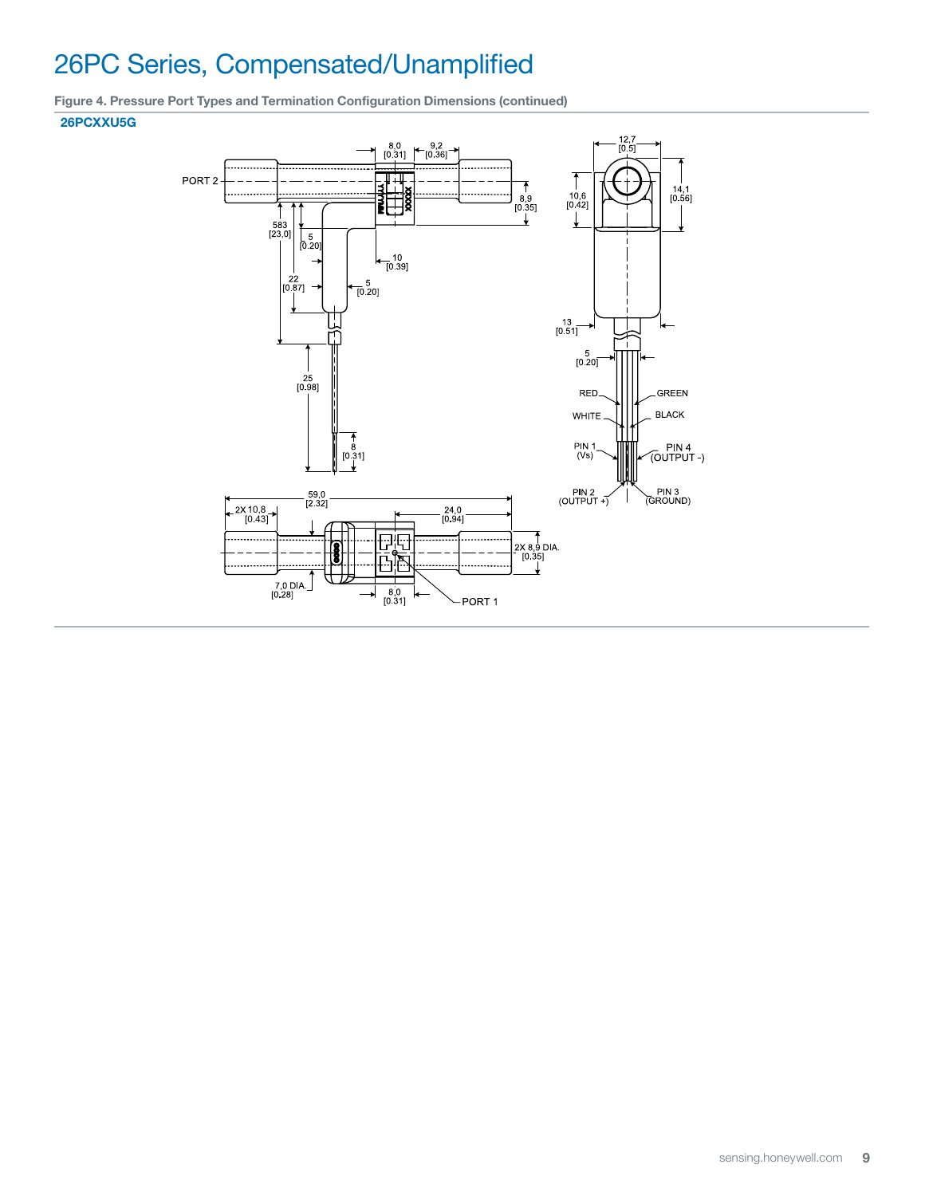# 26PC Series, Compensated/Unamplified

**Figure 4. Pressure Port Types and Termination Configuration Dimensions (continued)**

**26PCXXU5G**

PORT 2

8,0 [0.31]

9,2 [0.36]

8,9 [0.35]

583 [23,0]

5 [0.20]

10 [0.39]

22 [0.87]

5 [0.20]

25 [0.98]

8 [0.31]

12,7 [0.5]

10,6 [0.42]

14,1 [0.56]

13 [0.51]

5 [0.20]

RED

GREEN

WHITE

BLACK

PIN 1 (Vs)

PIN 4 (OUTPUT -)

PIN 2 (OUTPUT +)

PIN 3 (GROUND)

59,0 [2.32]

2X 10,8 [0.43]

24,0 [0.94]

2X 8,9 DIA. [0.35]

7,0 DIA. [0.28]

8,0 [0.31]

PORT 1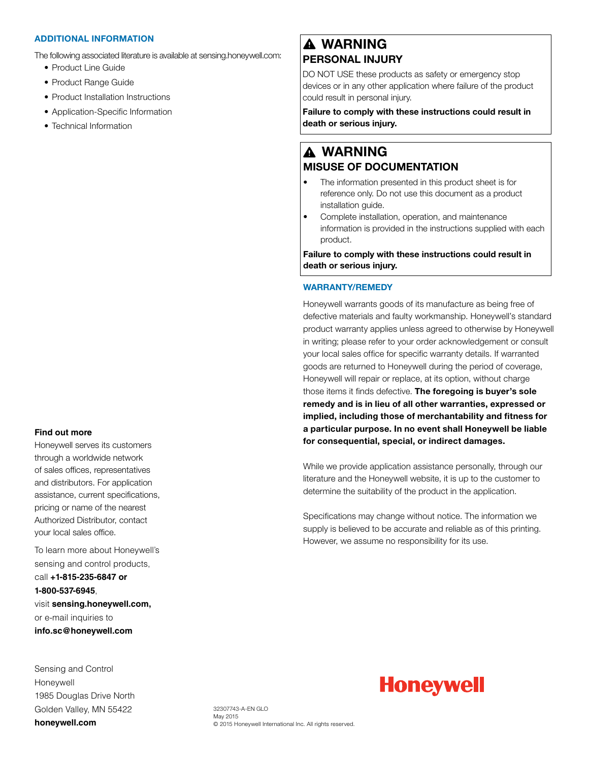## ADDITIONAL INFORMATION

The following associated literature is available at sensing.honeywell.com:

- Product Line Guide
- Product Range Guide
- Product Installation Instructions
- Application-Specific Information
- Technical Information

## ⚠ WARNING
### PERSONAL INJURY

DO NOT USE these products as safety or emergency stop devices or in any other application where failure of the product could result in personal injury.

**Failure to comply with these instructions could result in death or serious injury.**

## ⚠ WARNING
### MISUSE OF DOCUMENTATION

- The information presented in this product sheet is for reference only. Do not use this document as a product installation guide.
- Complete installation, operation, and maintenance information is provided in the instructions supplied with each product.

**Failure to comply with these instructions could result in death or serious injury.**

## WARRANTY/REMEDY

Honeywell warrants goods of its manufacture as being free of defective materials and faulty workmanship. Honeywell's standard product warranty applies unless agreed to otherwise by Honeywell in writing; please refer to your order acknowledgement or consult your local sales office for specific warranty details. If warranted goods are returned to Honeywell during the period of coverage, Honeywell will repair or replace, at its option, without charge those items it finds defective. **The foregoing is buyer's sole remedy and is in lieu of all other warranties, expressed or implied, including those of merchantability and fitness for a particular purpose. In no event shall Honeywell be liable for consequential, special, or indirect damages.**

While we provide application assistance personally, through our literature and the Honeywell website, it is up to the customer to determine the suitability of the product in the application.

Specifications may change without notice. The information we supply is believed to be accurate and reliable as of this printing. However, we assume no responsibility for its use.

**Find out more**

Honeywell serves its customers through a worldwide network of sales offices, representatives and distributors. For application assistance, current specifications, pricing or name of the nearest Authorized Distributor, contact your local sales office.

To learn more about Honeywell's sensing and control products, call **+1-815-235-6847 or 1-800-537-6945**, visit **sensing.honeywell.com,** or e-mail inquiries to **info.sc@honeywell.com**

Sensing and Control
Honeywell
1985 Douglas Drive North
Golden Valley, MN 55422
**honeywell.com**

32307743-A-EN GLO
May 2015
© 2015 Honeywell International Inc. All rights reserved.

**Honeywell**